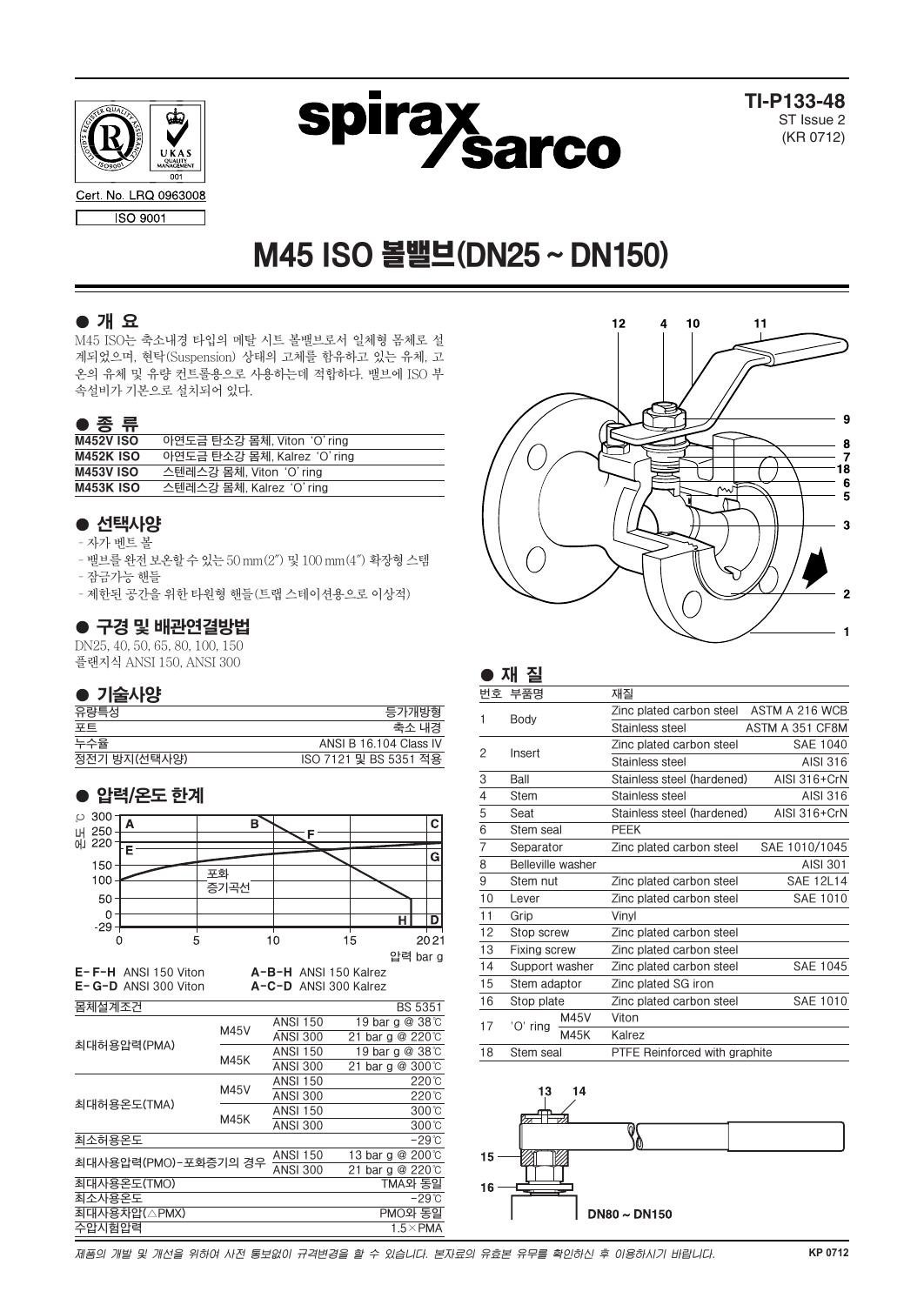Cert. No. LRQ 0963008

ISO 9001

**TI-P133-48**
ST Issue 2
(KR 0712)

# M45 ISO 볼밸브(DN25 ~ DN150)

## ● 개 요

M45 ISO는 축소내경 타입의 메탈 시트 볼밸브로서 일체형 몸체로 설계되었으며, 현탁(Suspension) 상태의 고체를 함유하고 있는 유체, 고온의 유체 및 유량 컨트롤용으로 사용하는데 적합하다. 밸브에 ISO 부속설비가 기본으로 설치되어 있다.

## ● 종 류

| | |
|---|---|
| **M452V ISO** | 아연도금 탄소강 몸체, Viton 'O' ring |
| **M452K ISO** | 아연도금 탄소강 몸체, Kalrez 'O' ring |
| **M453V ISO** | 스텐레스강 몸체, Viton 'O' ring |
| **M453K ISO** | 스텐레스강 몸체, Kalrez 'O' ring |

## ● 선택사양

- 자가 벤트 볼
- 밸브를 완전 보온할 수 있는 50 mm(2") 및 100 mm(4") 확장형 스템
- 잠금가능 핸들
- 제한된 공간을 위한 타원형 핸들(트랩 스테이션용으로 이상적)

## ● 구경 및 배관연결방법

DN25, 40, 50, 65, 80, 100, 150
플랜지식 ANSI 150, ANSI 300

## ● 기술사양

| | |
|---|---|
| 유량특성 | 등가개방형 |
| 포트 | 축소 내경 |
| 누수율 | ANSI B 16.104 Class IV |
| 정전기 방지(선택사양) | ISO 7121 및 BS 5351 적용 |

## ● 압력/온도 한계

E-F-H ANSI 150 Viton　　A-B-H ANSI 150 Kalrez
E-G-D ANSI 300 Viton　　A-C-D ANSI 300 Kalrez

| 몸체설계조건 | | | BS 5351 |
|---|---|---|---|
| 최대허용압력(PMA) | M45V | ANSI 150 | 19 bar g @ 38℃ |
| | | ANSI 300 | 21 bar g @ 220℃ |
| | M45K | ANSI 150 | 19 bar g @ 38℃ |
| | | ANSI 300 | 21 bar g @ 300℃ |
| 최대허용온도(TMA) | M45V | ANSI 150 | 220℃ |
| | | ANSI 300 | 220℃ |
| | M45K | ANSI 150 | 300℃ |
| | | ANSI 300 | 300℃ |
| 최소허용온도 | | | -29℃ |
| 최대사용압력(PMO)-포화증기의 경우 | | ANSI 150 | 13 bar g @ 200℃ |
| | | ANSI 300 | 21 bar g @ 220℃ |
| 최대사용온도(TMO) | | | TMA와 동일 |
| 최소사용온도 | | | -29℃ |
| 최대사용차압(△PMX) | | | PMO와 동일 |
| 수압시험압력 | | | 1.5×PMA |

## ● 재 질

| 번호 | 부품명 | 재질 | |
|---|---|---|---|
| 1 | Body | Zinc plated carbon steel | ASTM A 216 WCB |
| | | Stainless steel | ASTM A 351 CF8M |
| 2 | Insert | Zinc plated carbon steel | SAE 1040 |
| | | Stainless steel | AISI 316 |
| 3 | Ball | Stainless steel (hardened) | AISI 316+CrN |
| 4 | Stem | Stainless steel | AISI 316 |
| 5 | Seat | Stainless steel (hardened) | AISI 316+CrN |
| 6 | Stem seal | PEEK | |
| 7 | Separator | Zinc plated carbon steel | SAE 1010/1045 |
| 8 | Belleville washer | | AISI 301 |
| 9 | Stem nut | Zinc plated carbon steel | SAE 12L14 |
| 10 | Lever | Zinc plated carbon steel | SAE 1010 |
| 11 | Grip | Vinyl | |
| 12 | Stop screw | Zinc plated carbon steel | |
| 13 | Fixing screw | Zinc plated carbon steel | |
| 14 | Support washer | Zinc plated carbon steel | SAE 1045 |
| 15 | Stem adaptor | Zinc plated SG iron | |
| 16 | Stop plate | Zinc plated carbon steel | SAE 1010 |
| 17 | 'O' ring M45V | Viton | |
| | 'O' ring M45K | Kalrez | |
| 18 | Stem seal | PTFE Reinforced with graphite | |

DN80 ~ DN150

*제품의 개발 및 개선을 위하여 사전 통보없이 규격변경을 할 수 있습니다. 본자료의 유효본 유무를 확인하신 후 이용하시기 바랍니다.*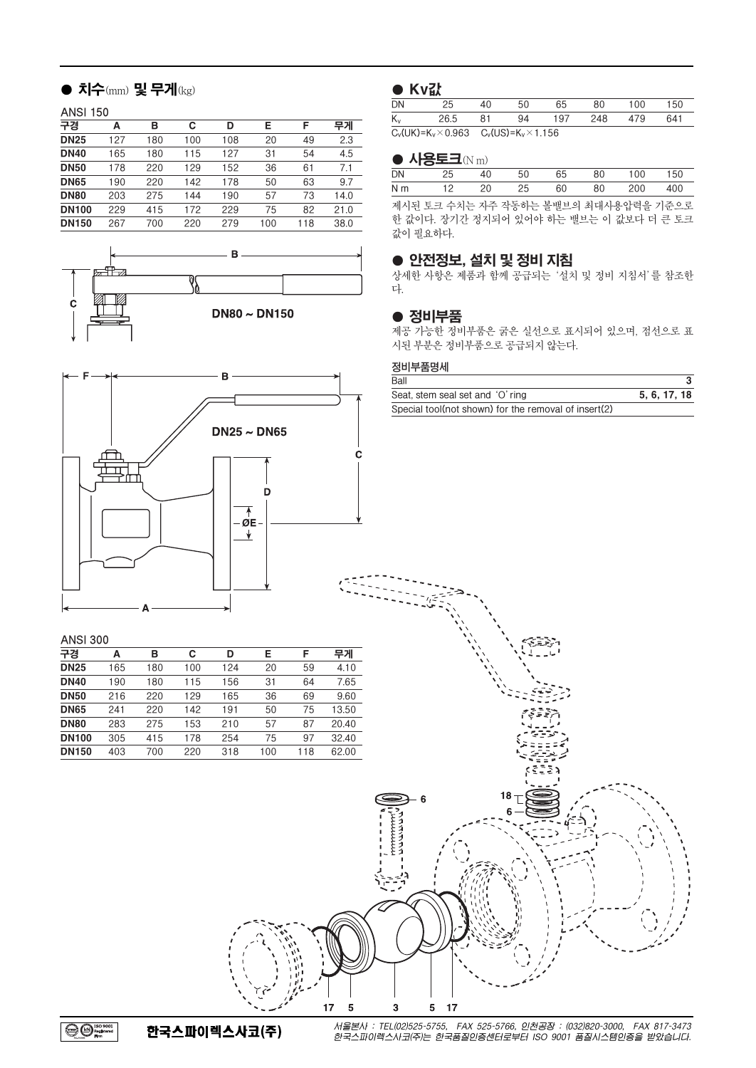## ● 치수(mm) 및 무게(kg)

ANSI 150

| 구경 | A | B | C | D | E | F | 무게 |
|---|---|---|---|---|---|---|---|
| **DN25** | 127 | 180 | 100 | 108 | 20 | 49 | 2.3 |
| **DN40** | 165 | 180 | 115 | 127 | 31 | 54 | 4.5 |
| **DN50** | 178 | 220 | 129 | 152 | 36 | 61 | 7.1 |
| **DN65** | 190 | 220 | 142 | 178 | 50 | 63 | 9.7 |
| **DN80** | 203 | 275 | 144 | 190 | 57 | 73 | 14.0 |
| **DN100** | 229 | 415 | 172 | 229 | 75 | 82 | 21.0 |
| **DN150** | 267 | 700 | 220 | 279 | 100 | 118 | 38.0 |

B
C
DN80 ~ DN150

F
B
DN25 ~ DN65
C
D
ØE
A

ANSI 300

| 구경 | A | B | C | D | E | F | 무게 |
|---|---|---|---|---|---|---|---|
| **DN25** | 165 | 180 | 100 | 124 | 20 | 59 | 4.10 |
| **DN40** | 190 | 180 | 115 | 156 | 31 | 64 | 7.65 |
| **DN50** | 216 | 220 | 129 | 165 | 36 | 69 | 9.60 |
| **DN65** | 241 | 220 | 142 | 191 | 50 | 75 | 13.50 |
| **DN80** | 283 | 275 | 153 | 210 | 57 | 87 | 20.40 |
| **DN100** | 305 | 415 | 178 | 254 | 75 | 97 | 32.40 |
| **DN150** | 403 | 700 | 220 | 318 | 100 | 118 | 62.00 |

## ● Kv값

| DN | 25 | 40 | 50 | 65 | 80 | 100 | 150 |
|---|---|---|---|---|---|---|---|
| $K_v$ | 26.5 | 81 | 94 | 197 | 248 | 479 | 641 |

$C_v(UK)=K_v \times 0.963$ $C_v(US)=K_v \times 1.156$

## ● 사용토크(N m)

| DN | 25 | 40 | 50 | 65 | 80 | 100 | 150 |
|---|---|---|---|---|---|---|---|
| N m | 12 | 20 | 25 | 60 | 80 | 200 | 400 |

제시된 토크 수치는 자주 작동하는 볼밸브의 최대사용압력을 기준으로 한 값이다. 장기간 정지되어 있어야 하는 밸브는 이 값보다 더 큰 토크값이 필요하다.

## ● 안전정보, 설치 및 정비 지침

상세한 사항은 제품과 함께 공급되는 '설치 및 정비 지침서'를 참조한다.

## ● 정비부품

제공 가능한 정비부품은 굵은 실선으로 표시되어 있으며, 점선으로 표시된 부분은 정비부품으로 공급되지 않는다.

**정비부품명세**

| | |
|---|---|
| Ball | **3** |
| Seat, stem seal set and 'O' ring | **5, 6, 17, 18** |
| Special tool(not shown) for the removal of insert(2) | |

6
18
6
17 5 3 5 17

**한국스파이렉스사코(주)**

*서울본사 : TEL(02)525-5755, FAX 525-5766, 인천공장 : (032)820-3000, FAX 817-3473*
*한국스파이렉스사코(주)는 한국품질인증센터로부터 ISO 9001 품질시스템인증을 받았습니다.*